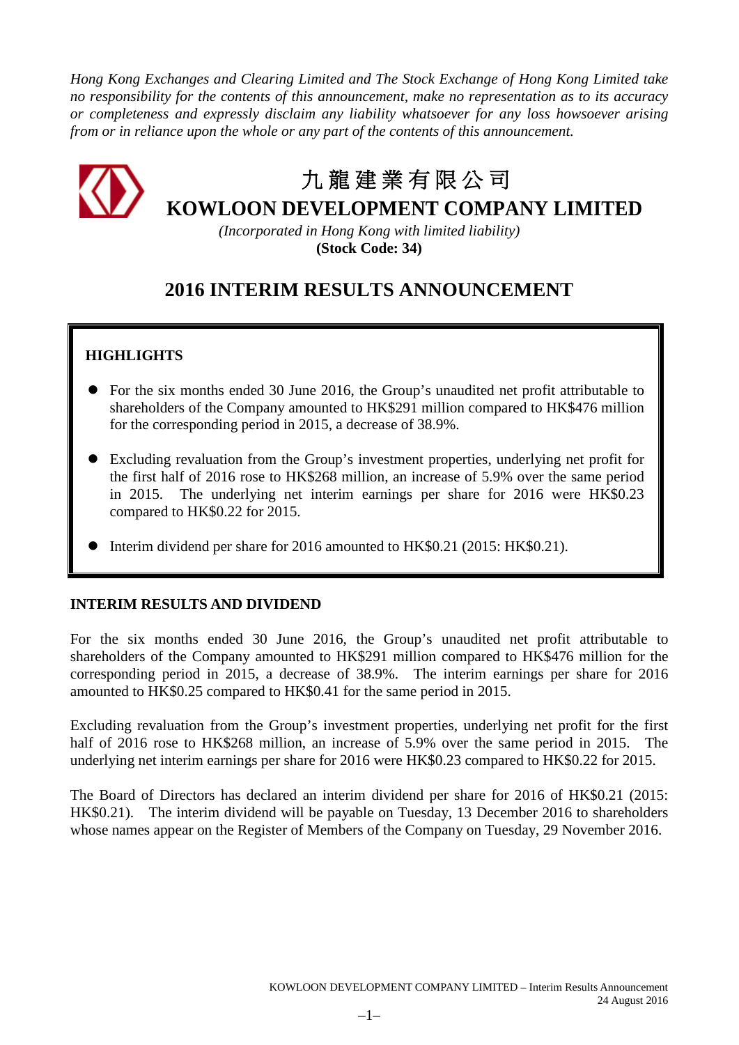*Hong Kong Exchanges and Clearing Limited and The Stock Exchange of Hong Kong Limited take no responsibility for the contents of this announcement, make no representation as to its accuracy or completeness and expressly disclaim any liability whatsoever for any loss howsoever arising from or in reliance upon the whole or any part of the contents of this announcement.*

# 九龍建業有限公司
# KOWLOON DEVELOPMENT COMPANY LIMITED

*(Incorporated in Hong Kong with limited liability)*
**(Stock Code: 34)**

## 2016 INTERIM RESULTS ANNOUNCEMENT

**HIGHLIGHTS**

- For the six months ended 30 June 2016, the Group's unaudited net profit attributable to shareholders of the Company amounted to HK$291 million compared to HK$476 million for the corresponding period in 2015, a decrease of 38.9%.
- Excluding revaluation from the Group's investment properties, underlying net profit for the first half of 2016 rose to HK$268 million, an increase of 5.9% over the same period in 2015. The underlying net interim earnings per share for 2016 were HK$0.23 compared to HK$0.22 for 2015.
- Interim dividend per share for 2016 amounted to HK$0.21 (2015: HK$0.21).

**INTERIM RESULTS AND DIVIDEND**

For the six months ended 30 June 2016, the Group's unaudited net profit attributable to shareholders of the Company amounted to HK$291 million compared to HK$476 million for the corresponding period in 2015, a decrease of 38.9%. The interim earnings per share for 2016 amounted to HK$0.25 compared to HK$0.41 for the same period in 2015.

Excluding revaluation from the Group's investment properties, underlying net profit for the first half of 2016 rose to HK$268 million, an increase of 5.9% over the same period in 2015. The underlying net interim earnings per share for 2016 were HK$0.23 compared to HK$0.22 for 2015.

The Board of Directors has declared an interim dividend per share for 2016 of HK$0.21 (2015: HK$0.21). The interim dividend will be payable on Tuesday, 13 December 2016 to shareholders whose names appear on the Register of Members of the Company on Tuesday, 29 November 2016.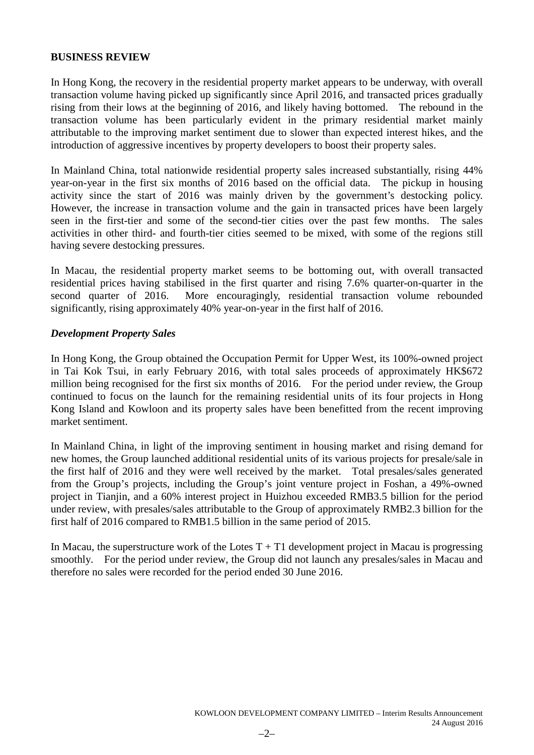## BUSINESS REVIEW

In Hong Kong, the recovery in the residential property market appears to be underway, with overall transaction volume having picked up significantly since April 2016, and transacted prices gradually rising from their lows at the beginning of 2016, and likely having bottomed. The rebound in the transaction volume has been particularly evident in the primary residential market mainly attributable to the improving market sentiment due to slower than expected interest hikes, and the introduction of aggressive incentives by property developers to boost their property sales.

In Mainland China, total nationwide residential property sales increased substantially, rising 44% year-on-year in the first six months of 2016 based on the official data. The pickup in housing activity since the start of 2016 was mainly driven by the government's destocking policy. However, the increase in transaction volume and the gain in transacted prices have been largely seen in the first-tier and some of the second-tier cities over the past few months. The sales activities in other third- and fourth-tier cities seemed to be mixed, with some of the regions still having severe destocking pressures.

In Macau, the residential property market seems to be bottoming out, with overall transacted residential prices having stabilised in the first quarter and rising 7.6% quarter-on-quarter in the second quarter of 2016. More encouragingly, residential transaction volume rebounded significantly, rising approximately 40% year-on-year in the first half of 2016.

### *Development Property Sales*

In Hong Kong, the Group obtained the Occupation Permit for Upper West, its 100%-owned project in Tai Kok Tsui, in early February 2016, with total sales proceeds of approximately HK$672 million being recognised for the first six months of 2016. For the period under review, the Group continued to focus on the launch for the remaining residential units of its four projects in Hong Kong Island and Kowloon and its property sales have been benefitted from the recent improving market sentiment.

In Mainland China, in light of the improving sentiment in housing market and rising demand for new homes, the Group launched additional residential units of its various projects for presale/sale in the first half of 2016 and they were well received by the market. Total presales/sales generated from the Group's projects, including the Group's joint venture project in Foshan, a 49%-owned project in Tianjin, and a 60% interest project in Huizhou exceeded RMB3.5 billion for the period under review, with presales/sales attributable to the Group of approximately RMB2.3 billion for the first half of 2016 compared to RMB1.5 billion in the same period of 2015.

In Macau, the superstructure work of the Lotes T + T1 development project in Macau is progressing smoothly. For the period under review, the Group did not launch any presales/sales in Macau and therefore no sales were recorded for the period ended 30 June 2016.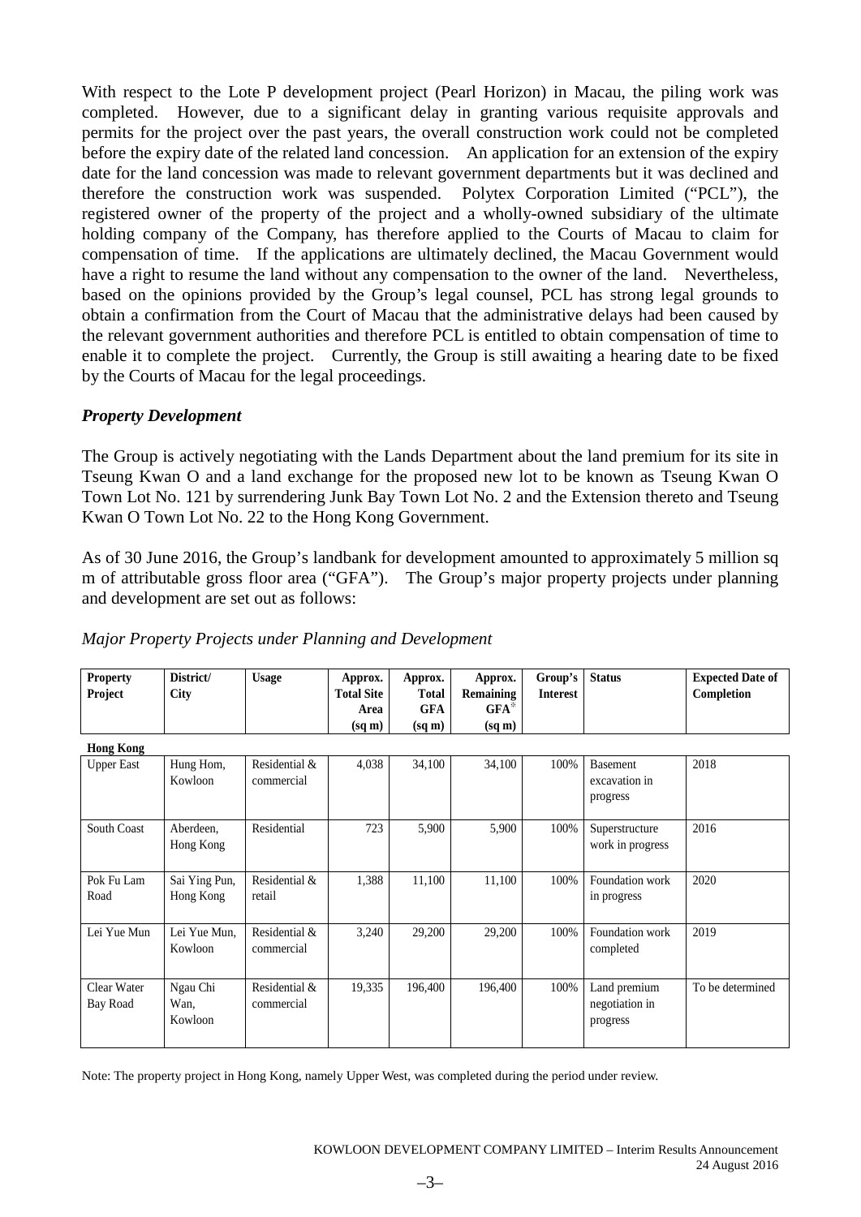With respect to the Lote P development project (Pearl Horizon) in Macau, the piling work was completed. However, due to a significant delay in granting various requisite approvals and permits for the project over the past years, the overall construction work could not be completed before the expiry date of the related land concession. An application for an extension of the expiry date for the land concession was made to relevant government departments but it was declined and therefore the construction work was suspended. Polytex Corporation Limited ("PCL"), the registered owner of the property of the project and a wholly-owned subsidiary of the ultimate holding company of the Company, has therefore applied to the Courts of Macau to claim for compensation of time. If the applications are ultimately declined, the Macau Government would have a right to resume the land without any compensation to the owner of the land. Nevertheless, based on the opinions provided by the Group's legal counsel, PCL has strong legal grounds to obtain a confirmation from the Court of Macau that the administrative delays had been caused by the relevant government authorities and therefore PCL is entitled to obtain compensation of time to enable it to complete the project. Currently, the Group is still awaiting a hearing date to be fixed by the Courts of Macau for the legal proceedings.

### *Property Development*

The Group is actively negotiating with the Lands Department about the land premium for its site in Tseung Kwan O and a land exchange for the proposed new lot to be known as Tseung Kwan O Town Lot No. 121 by surrendering Junk Bay Town Lot No. 2 and the Extension thereto and Tseung Kwan O Town Lot No. 22 to the Hong Kong Government.

As of 30 June 2016, the Group's landbank for development amounted to approximately 5 million sq m of attributable gross floor area ("GFA"). The Group's major property projects under planning and development are set out as follows:

*Major Property Projects under Planning and Development*

| Property Project | District/ City | Usage | Approx. Total Site Area (sq m) | Approx. Total GFA (sq m) | Approx. Remaining GFA[#] (sq m) | Group's Interest | Status | Expected Date of Completion |
|---|---|---|---|---|---|---|---|---|
| **Hong Kong** | | | | | | | | |
| Upper East | Hung Hom, Kowloon | Residential & commercial | 4,038 | 34,100 | 34,100 | 100% | Basement excavation in progress | 2018 |
| South Coast | Aberdeen, Hong Kong | Residential | 723 | 5,900 | 5,900 | 100% | Superstructure work in progress | 2016 |
| Pok Fu Lam Road | Sai Ying Pun, Hong Kong | Residential & retail | 1,388 | 11,100 | 11,100 | 100% | Foundation work in progress | 2020 |
| Lei Yue Mun | Lei Yue Mun, Kowloon | Residential & commercial | 3,240 | 29,200 | 29,200 | 100% | Foundation work completed | 2019 |
| Clear Water Bay Road | Ngau Chi Wan, Kowloon | Residential & commercial | 19,335 | 196,400 | 196,400 | 100% | Land premium negotiation in progress | To be determined |

Note: The property project in Hong Kong, namely Upper West, was completed during the period under review.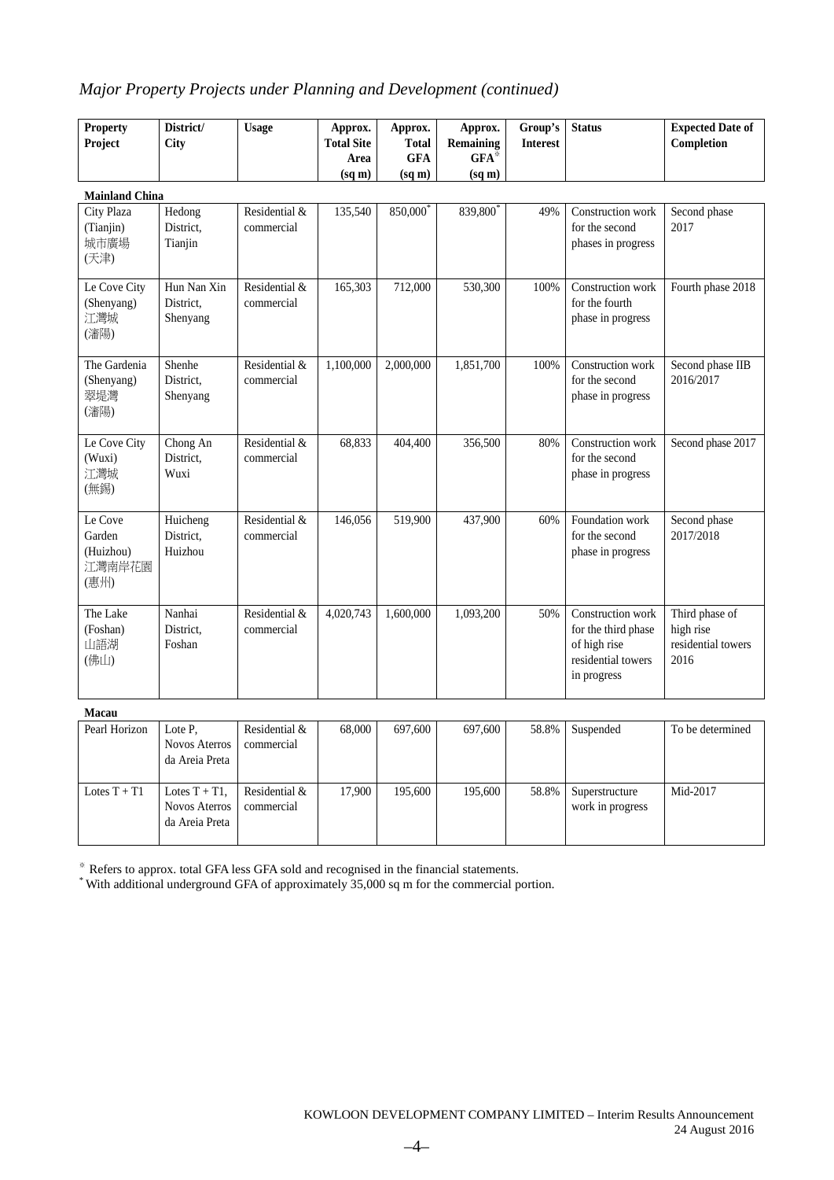*Major Property Projects under Planning and Development (continued)*

| Property Project | District/ City | Usage | Approx. Total Site Area (sq m) | Approx. Total GFA (sq m) | Approx. Remaining GFA※ (sq m) | Group's Interest | Status | Expected Date of Completion |
|---|---|---|---|---|---|---|---|---|
| **Mainland China** | | | | | | | | |
| City Plaza (Tianjin) 城市廣場 (天津) | Hedong District, Tianjin | Residential & commercial | 135,540 | 850,000* | 839,800* | 49% | Construction work for the second phases in progress | Second phase 2017 |
| Le Cove City (Shenyang) 江灣城 (瀋陽) | Hun Nan Xin District, Shenyang | Residential & commercial | 165,303 | 712,000 | 530,300 | 100% | Construction work for the fourth phase in progress | Fourth phase 2018 |
| The Gardenia (Shenyang) 翠堤灣 (瀋陽) | Shenhe District, Shenyang | Residential & commercial | 1,100,000 | 2,000,000 | 1,851,700 | 100% | Construction work for the second phase in progress | Second phase IIB 2016/2017 |
| Le Cove City (Wuxi) 江灣城 (無錫) | Chong An District, Wuxi | Residential & commercial | 68,833 | 404,400 | 356,500 | 80% | Construction work for the second phase in progress | Second phase 2017 |
| Le Cove Garden (Huizhou) 江灣南岸花園 (惠州) | Huicheng District, Huizhou | Residential & commercial | 146,056 | 519,900 | 437,900 | 60% | Foundation work for the second phase in progress | Second phase 2017/2018 |
| The Lake (Foshan) 山語湖 (佛山) | Nanhai District, Foshan | Residential & commercial | 4,020,743 | 1,600,000 | 1,093,200 | 50% | Construction work for the third phase of high rise residential towers in progress | Third phase of high rise residential towers 2016 |
| **Macau** | | | | | | | | |
| Pearl Horizon | Lote P, Novos Aterros da Areia Preta | Residential & commercial | 68,000 | 697,600 | 697,600 | 58.8% | Suspended | To be determined |
| Lotes T + T1 | Lotes T + T1, Novos Aterros da Areia Preta | Residential & commercial | 17,900 | 195,600 | 195,600 | 58.8% | Superstructure work in progress | Mid-2017 |

※ Refers to approx. total GFA less GFA sold and recognised in the financial statements.
* With additional underground GFA of approximately 35,000 sq m for the commercial portion.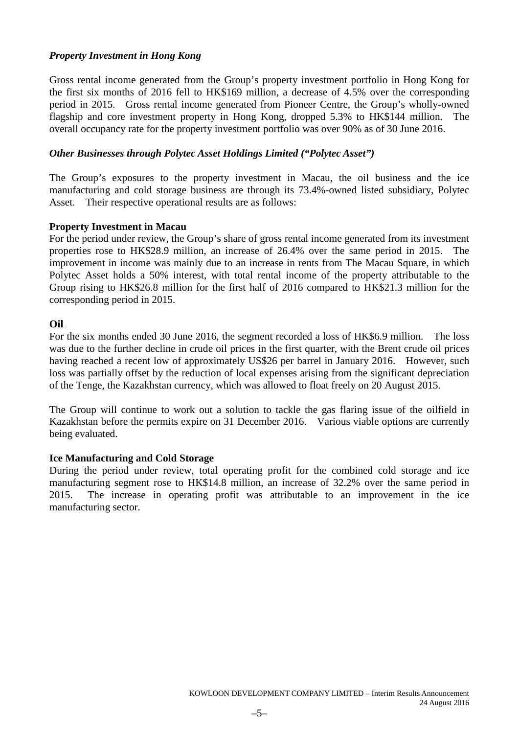### *Property Investment in Hong Kong*

Gross rental income generated from the Group's property investment portfolio in Hong Kong for the first six months of 2016 fell to HK$169 million, a decrease of 4.5% over the corresponding period in 2015. Gross rental income generated from Pioneer Centre, the Group's wholly-owned flagship and core investment property in Hong Kong, dropped 5.3% to HK$144 million. The overall occupancy rate for the property investment portfolio was over 90% as of 30 June 2016.

### *Other Businesses through Polytec Asset Holdings Limited ("Polytec Asset")*

The Group's exposures to the property investment in Macau, the oil business and the ice manufacturing and cold storage business are through its 73.4%-owned listed subsidiary, Polytec Asset. Their respective operational results are as follows:

**Property Investment in Macau**

For the period under review, the Group's share of gross rental income generated from its investment properties rose to HK$28.9 million, an increase of 26.4% over the same period in 2015. The improvement in income was mainly due to an increase in rents from The Macau Square, in which Polytec Asset holds a 50% interest, with total rental income of the property attributable to the Group rising to HK$26.8 million for the first half of 2016 compared to HK$21.3 million for the corresponding period in 2015.

**Oil**

For the six months ended 30 June 2016, the segment recorded a loss of HK$6.9 million. The loss was due to the further decline in crude oil prices in the first quarter, with the Brent crude oil prices having reached a recent low of approximately US$26 per barrel in January 2016. However, such loss was partially offset by the reduction of local expenses arising from the significant depreciation of the Tenge, the Kazakhstan currency, which was allowed to float freely on 20 August 2015.

The Group will continue to work out a solution to tackle the gas flaring issue of the oilfield in Kazakhstan before the permits expire on 31 December 2016. Various viable options are currently being evaluated.

**Ice Manufacturing and Cold Storage**

During the period under review, total operating profit for the combined cold storage and ice manufacturing segment rose to HK$14.8 million, an increase of 32.2% over the same period in 2015. The increase in operating profit was attributable to an improvement in the ice manufacturing sector.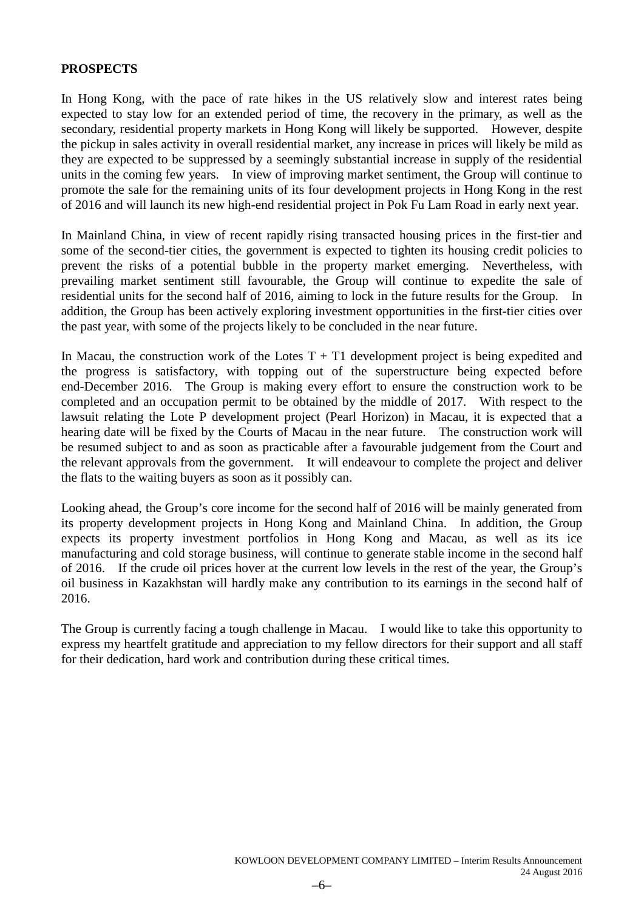**PROSPECTS**

In Hong Kong, with the pace of rate hikes in the US relatively slow and interest rates being expected to stay low for an extended period of time, the recovery in the primary, as well as the secondary, residential property markets in Hong Kong will likely be supported. However, despite the pickup in sales activity in overall residential market, any increase in prices will likely be mild as they are expected to be suppressed by a seemingly substantial increase in supply of the residential units in the coming few years. In view of improving market sentiment, the Group will continue to promote the sale for the remaining units of its four development projects in Hong Kong in the rest of 2016 and will launch its new high-end residential project in Pok Fu Lam Road in early next year.

In Mainland China, in view of recent rapidly rising transacted housing prices in the first-tier and some of the second-tier cities, the government is expected to tighten its housing credit policies to prevent the risks of a potential bubble in the property market emerging. Nevertheless, with prevailing market sentiment still favourable, the Group will continue to expedite the sale of residential units for the second half of 2016, aiming to lock in the future results for the Group. In addition, the Group has been actively exploring investment opportunities in the first-tier cities over the past year, with some of the projects likely to be concluded in the near future.

In Macau, the construction work of the Lotes T + T1 development project is being expedited and the progress is satisfactory, with topping out of the superstructure being expected before end-December 2016. The Group is making every effort to ensure the construction work to be completed and an occupation permit to be obtained by the middle of 2017. With respect to the lawsuit relating the Lote P development project (Pearl Horizon) in Macau, it is expected that a hearing date will be fixed by the Courts of Macau in the near future. The construction work will be resumed subject to and as soon as practicable after a favourable judgement from the Court and the relevant approvals from the government. It will endeavour to complete the project and deliver the flats to the waiting buyers as soon as it possibly can.

Looking ahead, the Group's core income for the second half of 2016 will be mainly generated from its property development projects in Hong Kong and Mainland China. In addition, the Group expects its property investment portfolios in Hong Kong and Macau, as well as its ice manufacturing and cold storage business, will continue to generate stable income in the second half of 2016. If the crude oil prices hover at the current low levels in the rest of the year, the Group's oil business in Kazakhstan will hardly make any contribution to its earnings in the second half of 2016.

The Group is currently facing a tough challenge in Macau. I would like to take this opportunity to express my heartfelt gratitude and appreciation to my fellow directors for their support and all staff for their dedication, hard work and contribution during these critical times.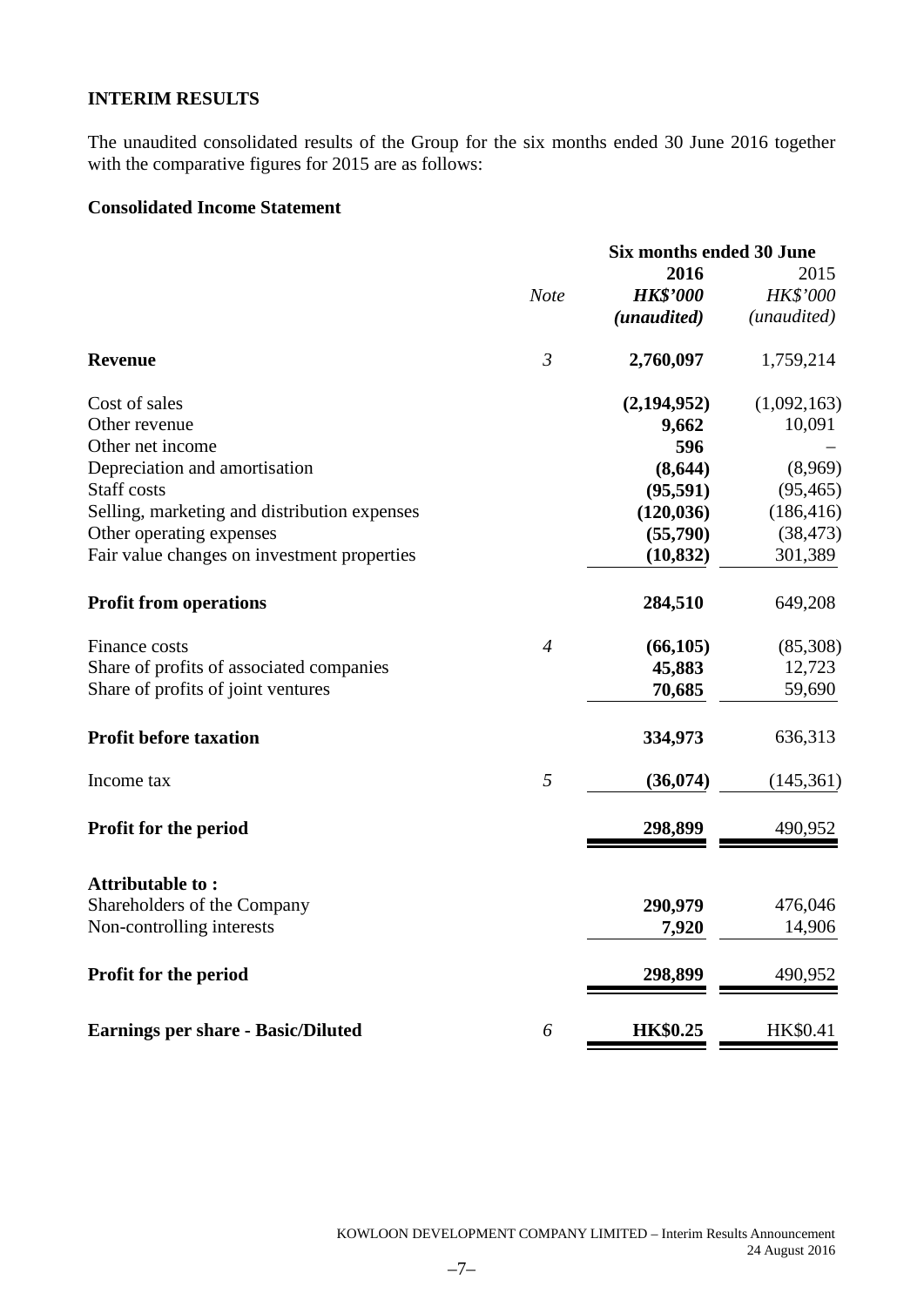## INTERIM RESULTS

The unaudited consolidated results of the Group for the six months ended 30 June 2016 together with the comparative figures for 2015 are as follows:

### Consolidated Income Statement

| | | Six months ended 30 June | |
|---|---|---|---|
| | *Note* | **2016** | 2015 |
| | | ***HK$'000*** | *HK$'000* |
| | | ***(unaudited)*** | *(unaudited)* |
| **Revenue** | *3* | **2,760,097** | 1,759,214 |
| Cost of sales | | **(2,194,952)** | (1,092,163) |
| Other revenue | | **9,662** | 10,091 |
| Other net income | | **596** | – |
| Depreciation and amortisation | | **(8,644)** | (8,969) |
| Staff costs | | **(95,591)** | (95,465) |
| Selling, marketing and distribution expenses | | **(120,036)** | (186,416) |
| Other operating expenses | | **(55,790)** | (38,473) |
| Fair value changes on investment properties | | **(10,832)** | 301,389 |
| **Profit from operations** | | **284,510** | 649,208 |
| Finance costs | *4* | **(66,105)** | (85,308) |
| Share of profits of associated companies | | **45,883** | 12,723 |
| Share of profits of joint ventures | | **70,685** | 59,690 |
| **Profit before taxation** | | **334,973** | 636,313 |
| Income tax | *5* | **(36,074)** | (145,361) |
| **Profit for the period** | | **298,899** | 490,952 |
| **Attributable to :** | | | |
| Shareholders of the Company | | **290,979** | 476,046 |
| Non-controlling interests | | **7,920** | 14,906 |
| **Profit for the period** | | **298,899** | 490,952 |
| **Earnings per share - Basic/Diluted** | *6* | **HK$0.25** | HK$0.41 |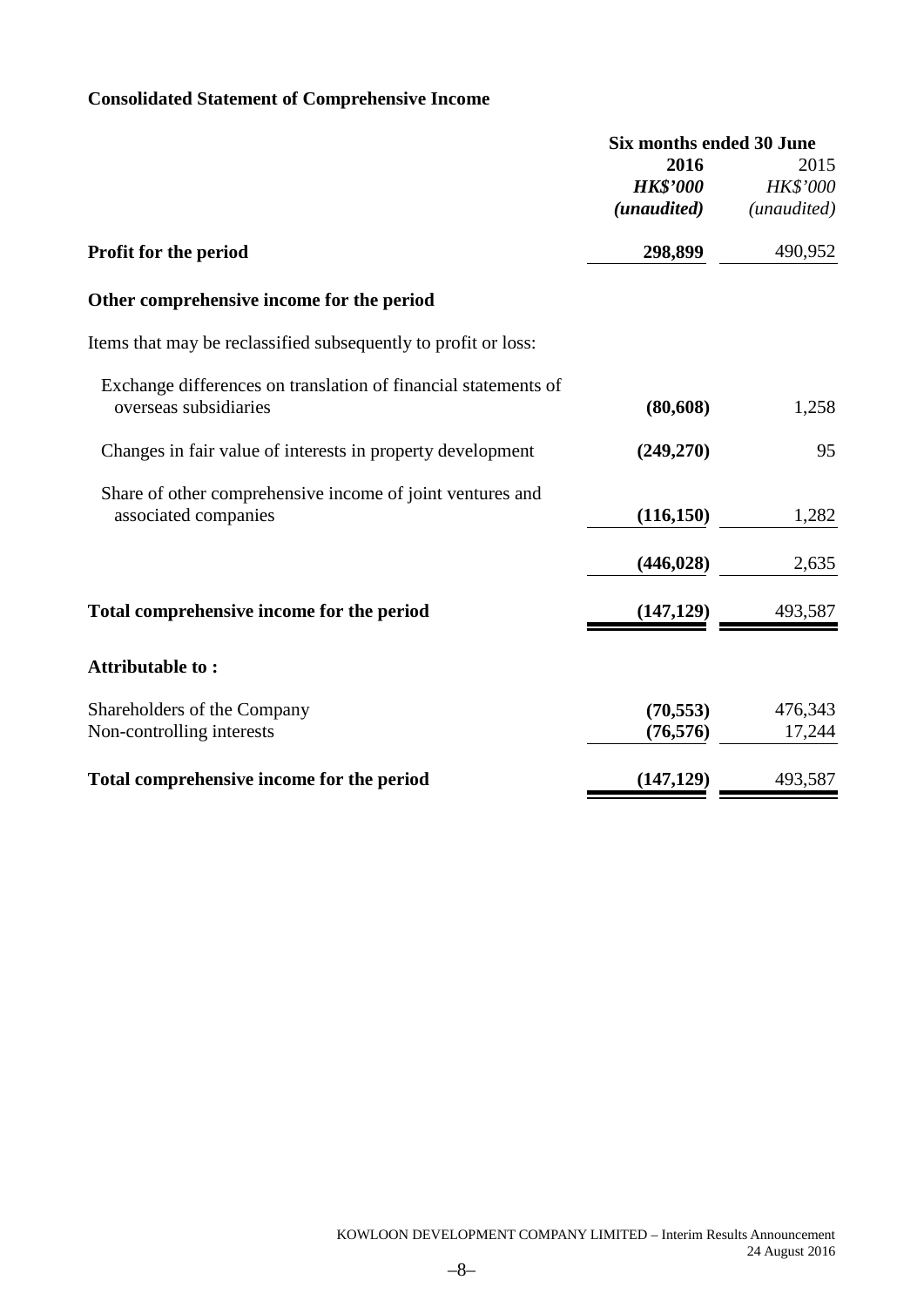## Consolidated Statement of Comprehensive Income

| | Six months ended 30 June | |
|---|---|---|
| | **2016** | 2015 |
| | ***HK$'000*** | *HK$'000* |
| | ***(unaudited)*** | *(unaudited)* |
| **Profit for the period** | **298,899** | 490,952 |
| **Other comprehensive income for the period** | | |
| Items that may be reclassified subsequently to profit or loss: | | |
| Exchange differences on translation of financial statements of overseas subsidiaries | **(80,608)** | 1,258 |
| Changes in fair value of interests in property development | **(249,270)** | 95 |
| Share of other comprehensive income of joint ventures and associated companies | **(116,150)** | 1,282 |
| | **(446,028)** | 2,635 |
| **Total comprehensive income for the period** | **(147,129)** | 493,587 |
| **Attributable to :** | | |
| Shareholders of the Company | **(70,553)** | 476,343 |
| Non-controlling interests | **(76,576)** | 17,244 |
| **Total comprehensive income for the period** | **(147,129)** | 493,587 |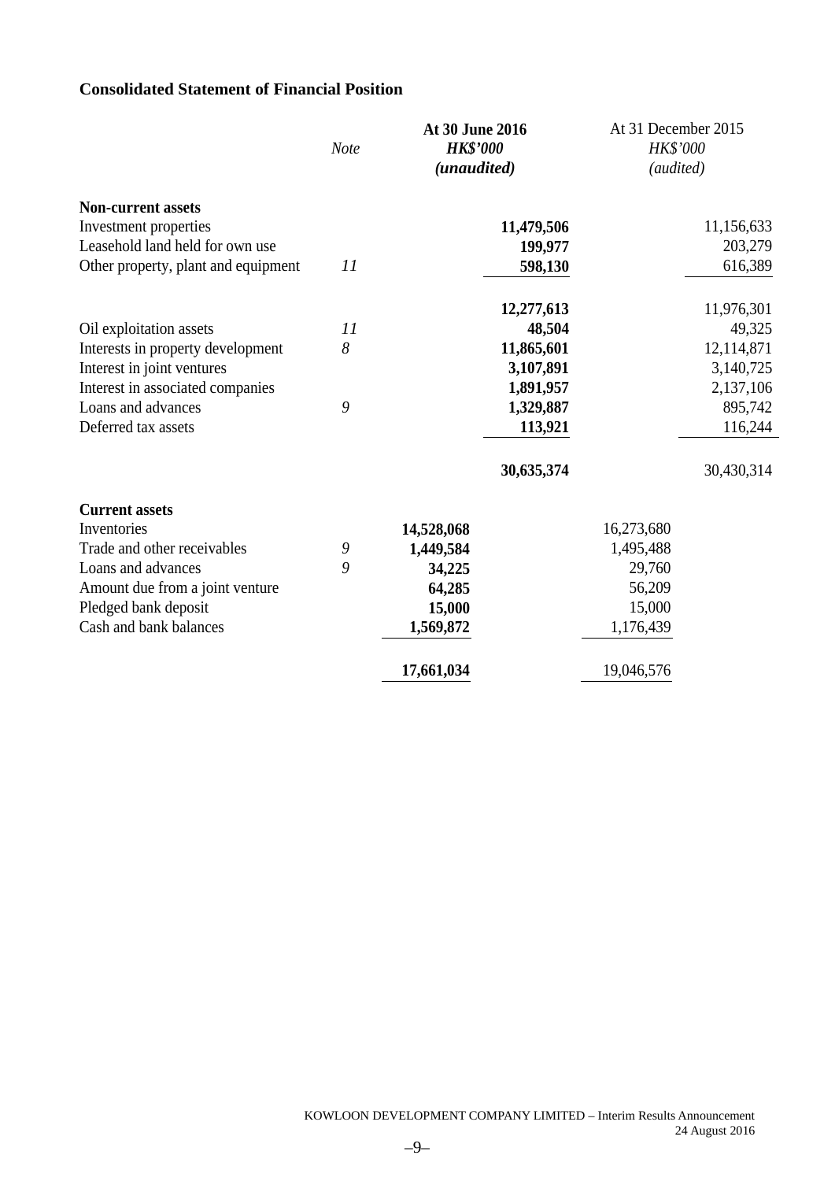## Consolidated Statement of Financial Position

| | Note | At 30 June 2016 HK$'000 (unaudited) | | At 31 December 2015 HK$'000 (audited) | |
|---|---|---|---|---|---|
| **Non-current assets** | | | | | |
| Investment properties | | | **11,479,506** | | 11,156,633 |
| Leasehold land held for own use | | | **199,977** | | 203,279 |
| Other property, plant and equipment | *11* | | **598,130** | | 616,389 |
| | | | **12,277,613** | | 11,976,301 |
| Oil exploitation assets | *11* | | **48,504** | | 49,325 |
| Interests in property development | *8* | | **11,865,601** | | 12,114,871 |
| Interest in joint ventures | | | **3,107,891** | | 3,140,725 |
| Interest in associated companies | | | **1,891,957** | | 2,137,106 |
| Loans and advances | *9* | | **1,329,887** | | 895,742 |
| Deferred tax assets | | | **113,921** | | 116,244 |
| | | | **30,635,374** | | 30,430,314 |
| **Current assets** | | | | | |
| Inventories | | **14,528,068** | | 16,273,680 | |
| Trade and other receivables | *9* | **1,449,584** | | 1,495,488 | |
| Loans and advances | *9* | **34,225** | | 29,760 | |
| Amount due from a joint venture | | **64,285** | | 56,209 | |
| Pledged bank deposit | | **15,000** | | 15,000 | |
| Cash and bank balances | | **1,569,872** | | 1,176,439 | |
| | | **17,661,034** | | 19,046,576 | |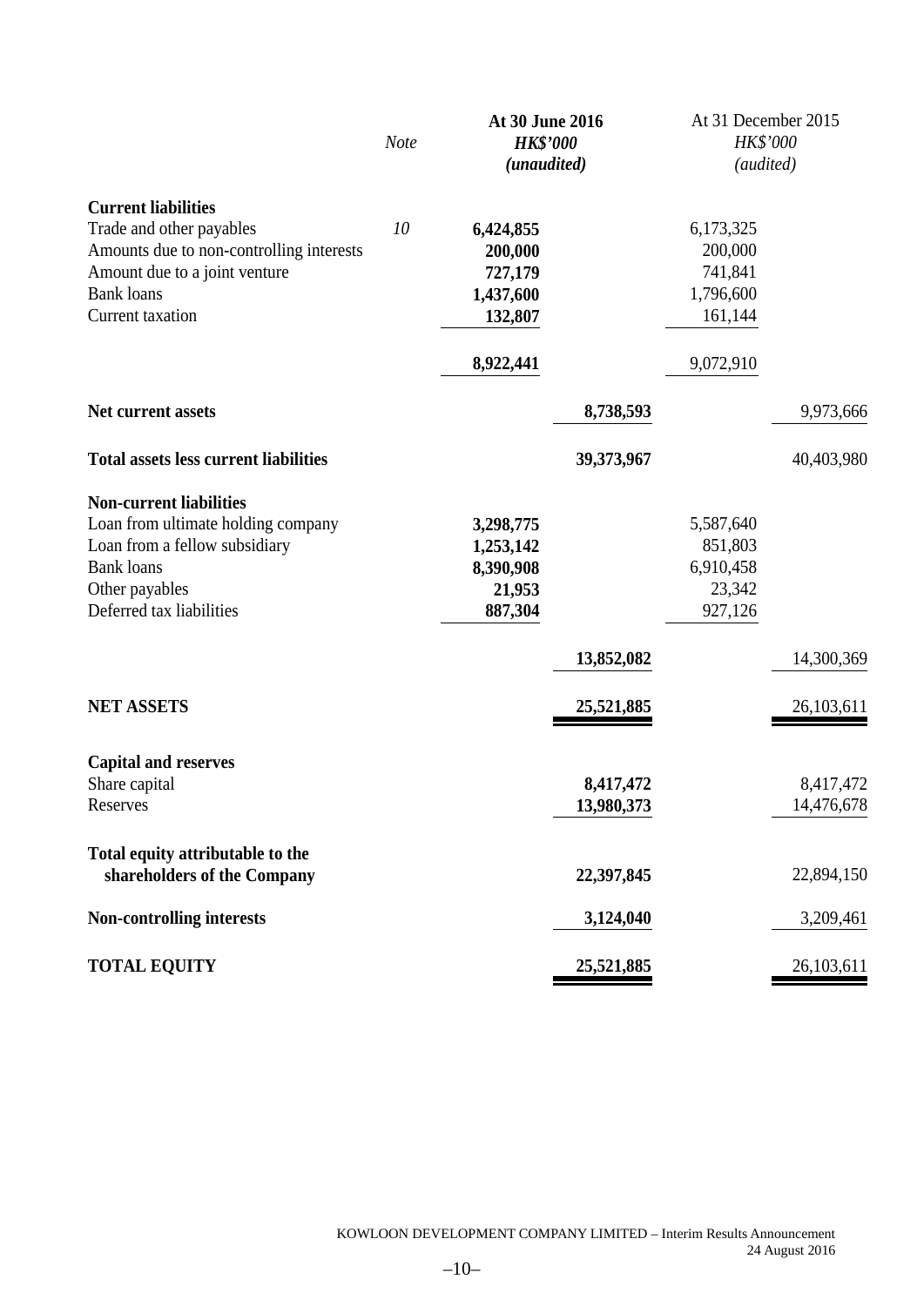| | Note | At 30 June 2016 HK$'000 (unaudited) | | At 31 December 2015 HK$'000 (audited) | |
|---|---|---|---|---|---|
| **Current liabilities** | | | | | |
| Trade and other payables | 10 | **6,424,855** | | 6,173,325 | |
| Amounts due to non-controlling interests | | **200,000** | | 200,000 | |
| Amount due to a joint venture | | **727,179** | | 741,841 | |
| Bank loans | | **1,437,600** | | 1,796,600 | |
| Current taxation | | **132,807** | | 161,144 | |
| | | **8,922,441** | | 9,072,910 | |
| **Net current assets** | | | **8,738,593** | | 9,973,666 |
| **Total assets less current liabilities** | | | **39,373,967** | | 40,403,980 |
| **Non-current liabilities** | | | | | |
| Loan from ultimate holding company | | **3,298,775** | | 5,587,640 | |
| Loan from a fellow subsidiary | | **1,253,142** | | 851,803 | |
| Bank loans | | **8,390,908** | | 6,910,458 | |
| Other payables | | **21,953** | | 23,342 | |
| Deferred tax liabilities | | **887,304** | | 927,126 | |
| | | | **13,852,082** | | 14,300,369 |
| **NET ASSETS** | | | **25,521,885** | | 26,103,611 |
| **Capital and reserves** | | | | | |
| Share capital | | | **8,417,472** | | 8,417,472 |
| Reserves | | | **13,980,373** | | 14,476,678 |
| **Total equity attributable to the shareholders of the Company** | | | **22,397,845** | | 22,894,150 |
| **Non-controlling interests** | | | **3,124,040** | | 3,209,461 |
| **TOTAL EQUITY** | | | **25,521,885** | | 26,103,611 |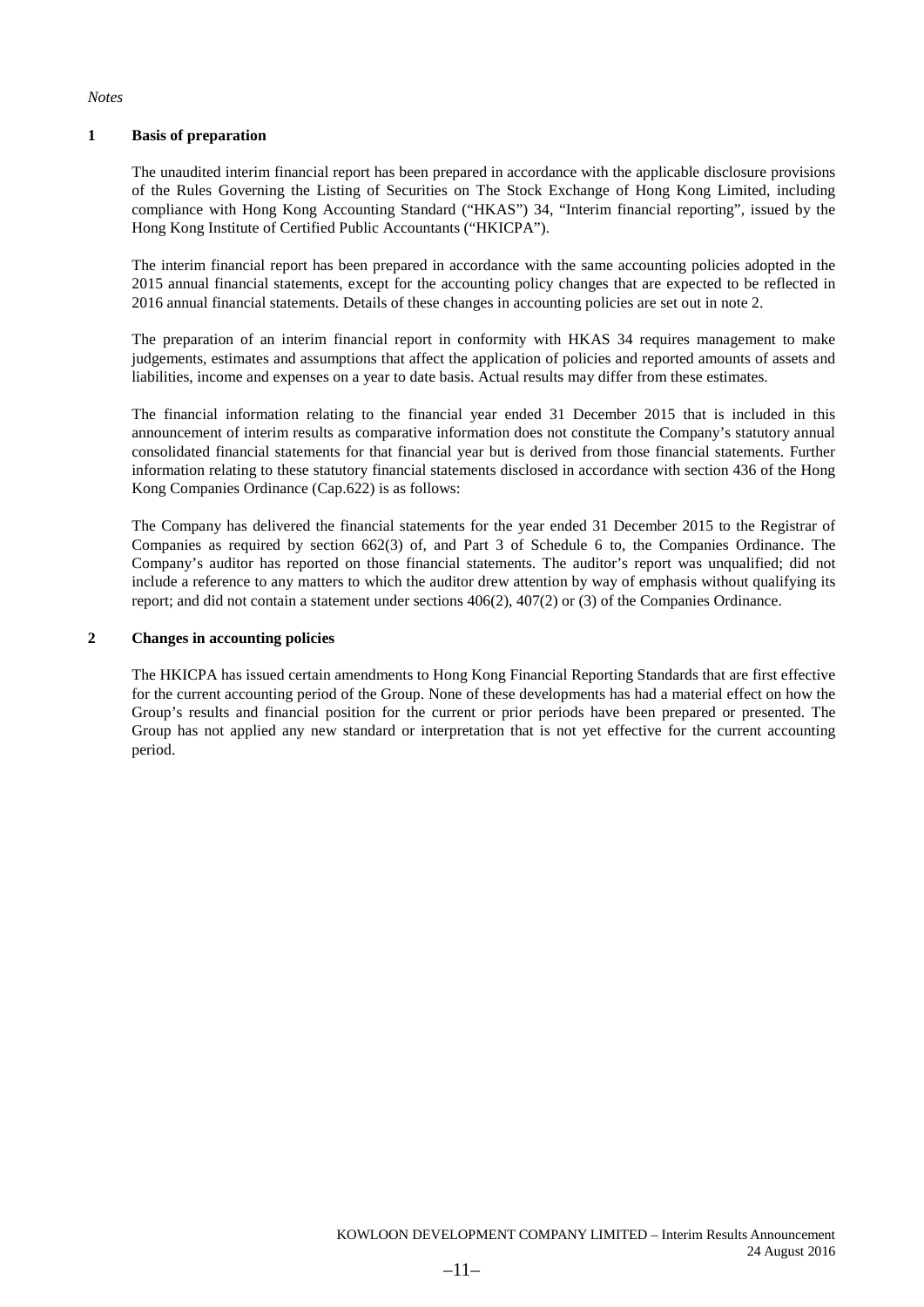*Notes*

## 1 Basis of preparation

The unaudited interim financial report has been prepared in accordance with the applicable disclosure provisions of the Rules Governing the Listing of Securities on The Stock Exchange of Hong Kong Limited, including compliance with Hong Kong Accounting Standard ("HKAS") 34, "Interim financial reporting", issued by the Hong Kong Institute of Certified Public Accountants ("HKICPA").

The interim financial report has been prepared in accordance with the same accounting policies adopted in the 2015 annual financial statements, except for the accounting policy changes that are expected to be reflected in 2016 annual financial statements. Details of these changes in accounting policies are set out in note 2.

The preparation of an interim financial report in conformity with HKAS 34 requires management to make judgements, estimates and assumptions that affect the application of policies and reported amounts of assets and liabilities, income and expenses on a year to date basis. Actual results may differ from these estimates.

The financial information relating to the financial year ended 31 December 2015 that is included in this announcement of interim results as comparative information does not constitute the Company's statutory annual consolidated financial statements for that financial year but is derived from those financial statements. Further information relating to these statutory financial statements disclosed in accordance with section 436 of the Hong Kong Companies Ordinance (Cap.622) is as follows:

The Company has delivered the financial statements for the year ended 31 December 2015 to the Registrar of Companies as required by section 662(3) of, and Part 3 of Schedule 6 to, the Companies Ordinance. The Company's auditor has reported on those financial statements. The auditor's report was unqualified; did not include a reference to any matters to which the auditor drew attention by way of emphasis without qualifying its report; and did not contain a statement under sections 406(2), 407(2) or (3) of the Companies Ordinance.

## 2 Changes in accounting policies

The HKICPA has issued certain amendments to Hong Kong Financial Reporting Standards that are first effective for the current accounting period of the Group. None of these developments has had a material effect on how the Group's results and financial position for the current or prior periods have been prepared or presented. The Group has not applied any new standard or interpretation that is not yet effective for the current accounting period.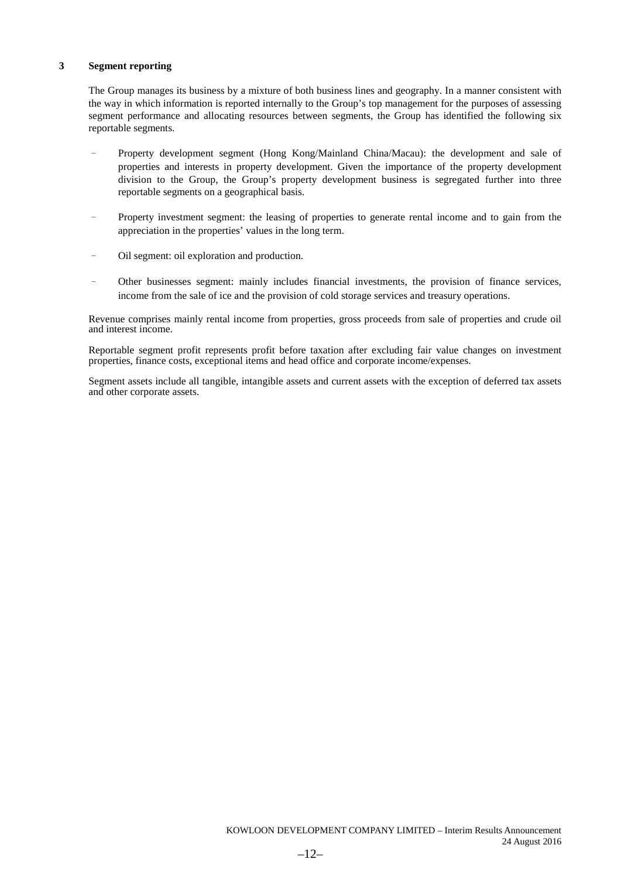## 3 Segment reporting

The Group manages its business by a mixture of both business lines and geography. In a manner consistent with the way in which information is reported internally to the Group's top management for the purposes of assessing segment performance and allocating resources between segments, the Group has identified the following six reportable segments.

- Property development segment (Hong Kong/Mainland China/Macau): the development and sale of properties and interests in property development. Given the importance of the property development division to the Group, the Group's property development business is segregated further into three reportable segments on a geographical basis.

- Property investment segment: the leasing of properties to generate rental income and to gain from the appreciation in the properties' values in the long term.

- Oil segment: oil exploration and production.

- Other businesses segment: mainly includes financial investments, the provision of finance services, income from the sale of ice and the provision of cold storage services and treasury operations.

Revenue comprises mainly rental income from properties, gross proceeds from sale of properties and crude oil and interest income.

Reportable segment profit represents profit before taxation after excluding fair value changes on investment properties, finance costs, exceptional items and head office and corporate income/expenses.

Segment assets include all tangible, intangible assets and current assets with the exception of deferred tax assets and other corporate assets.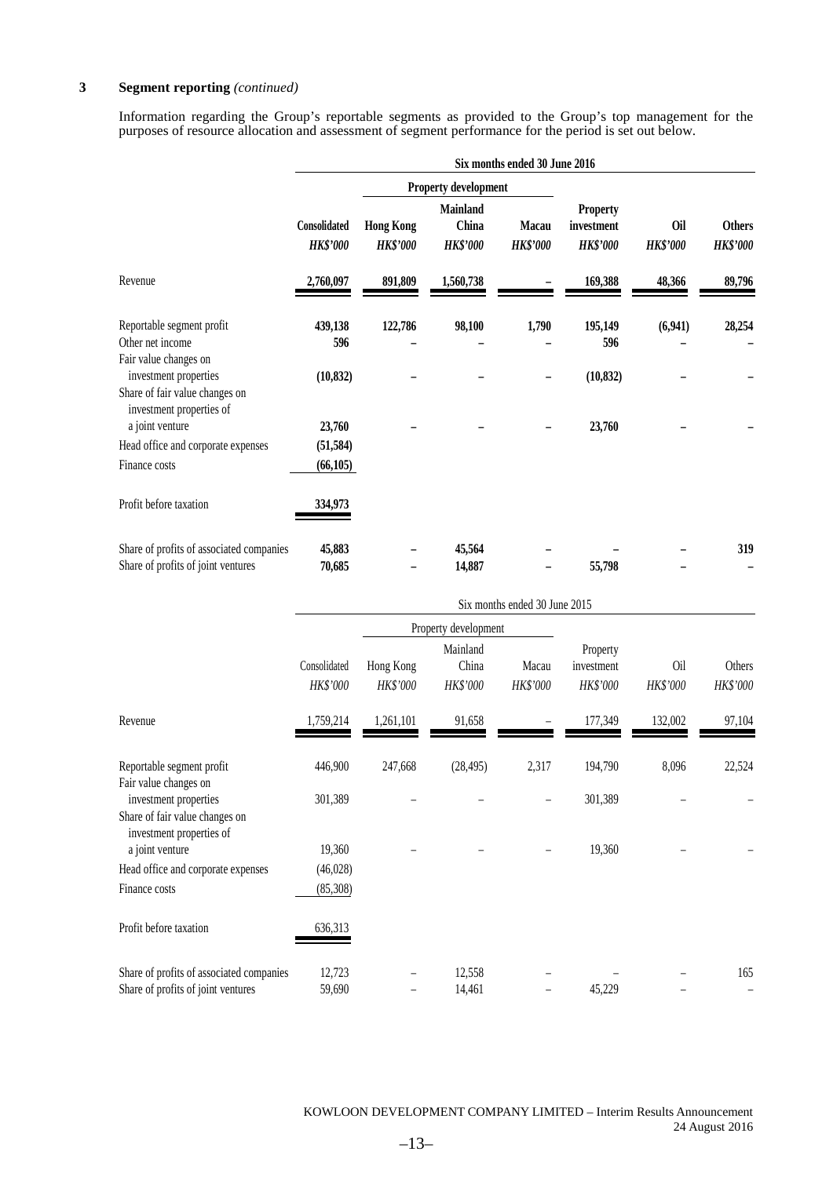**3 Segment reporting** *(continued)*

Information regarding the Group's reportable segments as provided to the Group's top management for the purposes of resource allocation and assessment of segment performance for the period is set out below.

| | **Six months ended 30 June 2016** | | | | | | |
|---|---|---|---|---|---|---|---|
| | | **Property development** | | | | | |
| | **Consolidated** | **Hong Kong** | **Mainland China** | **Macau** | **Property investment** | **Oil** | **Others** |
| | ***HK$'000*** | ***HK$'000*** | ***HK$'000*** | ***HK$'000*** | ***HK$'000*** | ***HK$'000*** | ***HK$'000*** |
| Revenue | **2,760,097** | **891,809** | **1,560,738** | **–** | **169,388** | **48,366** | **89,796** |
| Reportable segment profit | **439,138** | **122,786** | **98,100** | **1,790** | **195,149** | **(6,941)** | **28,254** |
| Other net income | **596** | **–** | **–** | **–** | **596** | **–** | **–** |
| Fair value changes on investment properties | **(10,832)** | **–** | **–** | **–** | **(10,832)** | **–** | **–** |
| Share of fair value changes on investment properties of a joint venture | **23,760** | **–** | **–** | **–** | **23,760** | **–** | **–** |
| Head office and corporate expenses | **(51,584)** | | | | | | |
| Finance costs | **(66,105)** | | | | | | |
| Profit before taxation | **334,973** | | | | | | |
| Share of profits of associated companies | **45,883** | **–** | **45,564** | **–** | **–** | **–** | **319** |
| Share of profits of joint ventures | **70,685** | **–** | **14,887** | **–** | **55,798** | **–** | **–** |

| | Six months ended 30 June 2015 | | | | | | |
|---|---|---|---|---|---|---|---|
| | | Property development | | | | | |
| | Consolidated | Hong Kong | Mainland China | Macau | Property investment | Oil | Others |
| | *HK$'000* | *HK$'000* | *HK$'000* | *HK$'000* | *HK$'000* | *HK$'000* | *HK$'000* |
| Revenue | 1,759,214 | 1,261,101 | 91,658 | – | 177,349 | 132,002 | 97,104 |
| Reportable segment profit | 446,900 | 247,668 | (28,495) | 2,317 | 194,790 | 8,096 | 22,524 |
| Fair value changes on investment properties | 301,389 | – | – | – | 301,389 | – | – |
| Share of fair value changes on investment properties of a joint venture | 19,360 | – | – | – | 19,360 | – | – |
| Head office and corporate expenses | (46,028) | | | | | | |
| Finance costs | (85,308) | | | | | | |
| Profit before taxation | 636,313 | | | | | | |
| Share of profits of associated companies | 12,723 | – | 12,558 | – | – | – | 165 |
| Share of profits of joint ventures | 59,690 | – | 14,461 | – | 45,229 | – | – |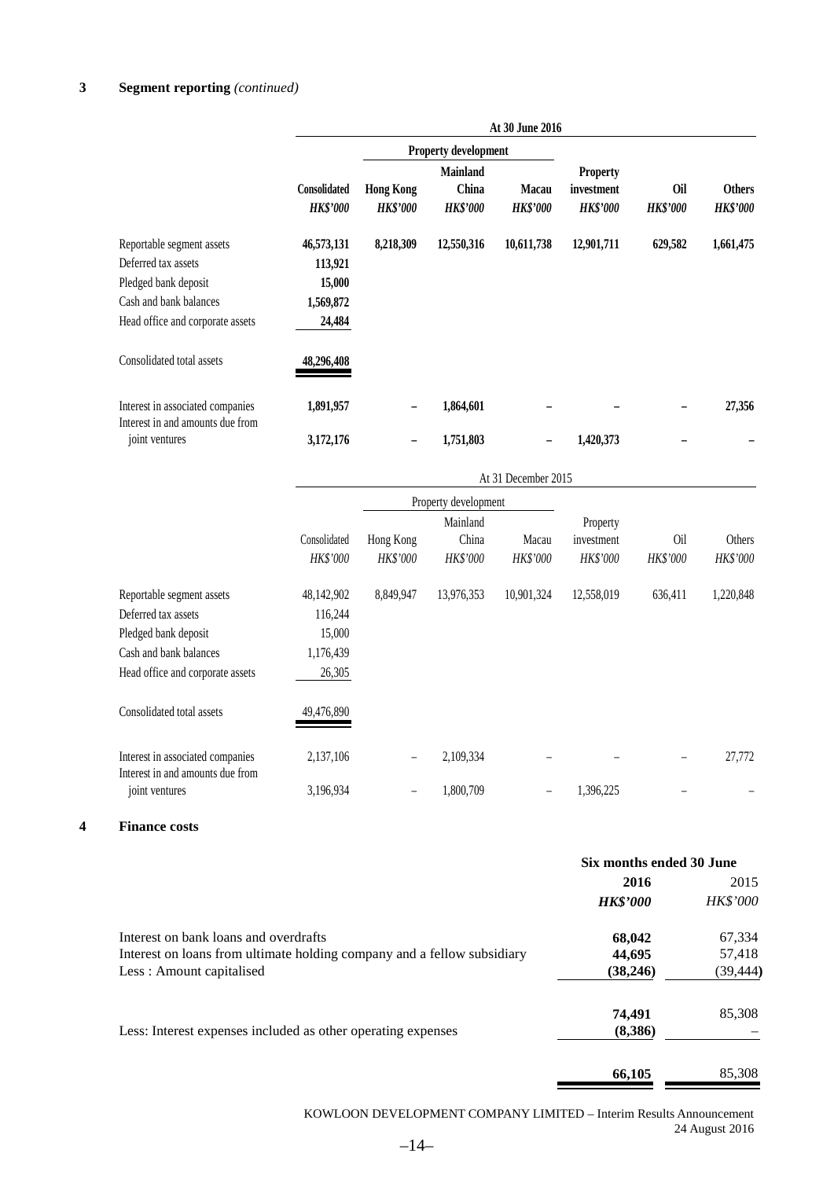## 3 Segment reporting *(continued)*

| | At 30 June 2016 | | | | | | |
|---|---|---|---|---|---|---|---|
| | | Property development | | | | | |
| | **Consolidated** | **Hong Kong** | **Mainland China** | **Macau** | **Property investment** | **Oil** | **Others** |
| | ***HK$'000*** | ***HK$'000*** | ***HK$'000*** | ***HK$'000*** | ***HK$'000*** | ***HK$'000*** | ***HK$'000*** |
| Reportable segment assets | **46,573,131** | **8,218,309** | **12,550,316** | **10,611,738** | **12,901,711** | **629,582** | **1,661,475** |
| Deferred tax assets | **113,921** | | | | | | |
| Pledged bank deposit | **15,000** | | | | | | |
| Cash and bank balances | **1,569,872** | | | | | | |
| Head office and corporate assets | **24,484** | | | | | | |
| Consolidated total assets | **48,296,408** | | | | | | |
| Interest in associated companies | **1,891,957** | **–** | **1,864,601** | **–** | **–** | **–** | **27,356** |
| Interest in and amounts due from joint ventures | **3,172,176** | **–** | **1,751,803** | **–** | **1,420,373** | **–** | **–** |

| | At 31 December 2015 | | | | | | |
|---|---|---|---|---|---|---|---|
| | | Property development | | | | | |
| | Consolidated | Hong Kong | Mainland China | Macau | Property investment | Oil | Others |
| | *HK$'000* | *HK$'000* | *HK$'000* | *HK$'000* | *HK$'000* | *HK$'000* | *HK$'000* |
| Reportable segment assets | 48,142,902 | 8,849,947 | 13,976,353 | 10,901,324 | 12,558,019 | 636,411 | 1,220,848 |
| Deferred tax assets | 116,244 | | | | | | |
| Pledged bank deposit | 15,000 | | | | | | |
| Cash and bank balances | 1,176,439 | | | | | | |
| Head office and corporate assets | 26,305 | | | | | | |
| Consolidated total assets | 49,476,890 | | | | | | |
| Interest in associated companies | 2,137,106 | – | 2,109,334 | – | – | – | 27,772 |
| Interest in and amounts due from joint ventures | 3,196,934 | – | 1,800,709 | – | 1,396,225 | – | – |

## 4 Finance costs

| | Six months ended 30 June | |
|---|---|---|
| | **2016** | 2015 |
| | ***HK$'000*** | *HK$'000* |
| Interest on bank loans and overdrafts | **68,042** | 67,334 |
| Interest on loans from ultimate holding company and a fellow subsidiary | **44,695** | 57,418 |
| Less : Amount capitalised | **(38,246)** | (39,444) |
| | **74,491** | 85,308 |
| Less: Interest expenses included as other operating expenses | **(8,386)** | – |
| | **66,105** | 85,308 |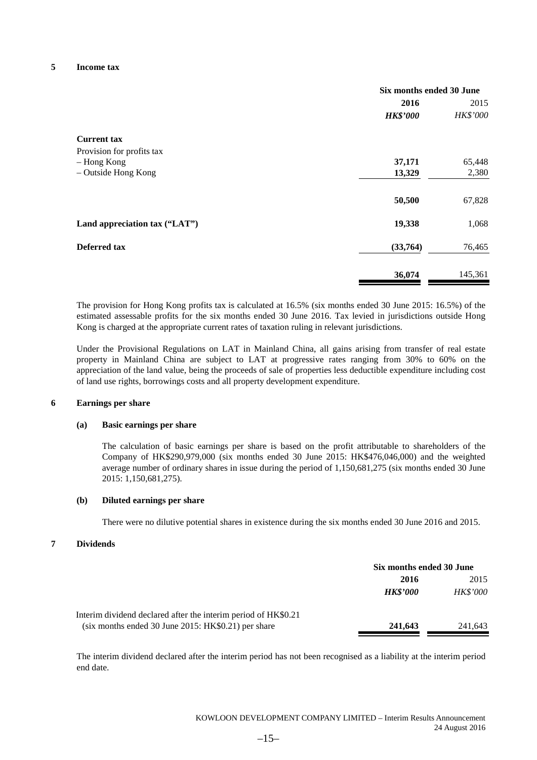## 5 Income tax

| | Six months ended 30 June | |
|---|---|---|
| | **2016** | 2015 |
| | ***HK$'000*** | *HK$'000* |
| **Current tax** | | |
| Provision for profits tax | | |
| – Hong Kong | **37,171** | 65,448 |
| – Outside Hong Kong | **13,329** | 2,380 |
| | **50,500** | 67,828 |
| **Land appreciation tax ("LAT")** | **19,338** | 1,068 |
| **Deferred tax** | **(33,764)** | 76,465 |
| | **36,074** | 145,361 |

The provision for Hong Kong profits tax is calculated at 16.5% (six months ended 30 June 2015: 16.5%) of the estimated assessable profits for the six months ended 30 June 2016. Tax levied in jurisdictions outside Hong Kong is charged at the appropriate current rates of taxation ruling in relevant jurisdictions.

Under the Provisional Regulations on LAT in Mainland China, all gains arising from transfer of real estate property in Mainland China are subject to LAT at progressive rates ranging from 30% to 60% on the appreciation of the land value, being the proceeds of sale of properties less deductible expenditure including cost of land use rights, borrowings costs and all property development expenditure.

## 6 Earnings per share

### (a) Basic earnings per share

The calculation of basic earnings per share is based on the profit attributable to shareholders of the Company of HK$290,979,000 (six months ended 30 June 2015: HK$476,046,000) and the weighted average number of ordinary shares in issue during the period of 1,150,681,275 (six months ended 30 June 2015: 1,150,681,275).

### (b) Diluted earnings per share

There were no dilutive potential shares in existence during the six months ended 30 June 2016 and 2015.

## 7 Dividends

| | Six months ended 30 June | |
|---|---|---|
| | **2016** | 2015 |
| | ***HK$'000*** | *HK$'000* |
| Interim dividend declared after the interim period of HK$0.21 (six months ended 30 June 2015: HK$0.21) per share | **241,643** | 241,643 |

The interim dividend declared after the interim period has not been recognised as a liability at the interim period end date.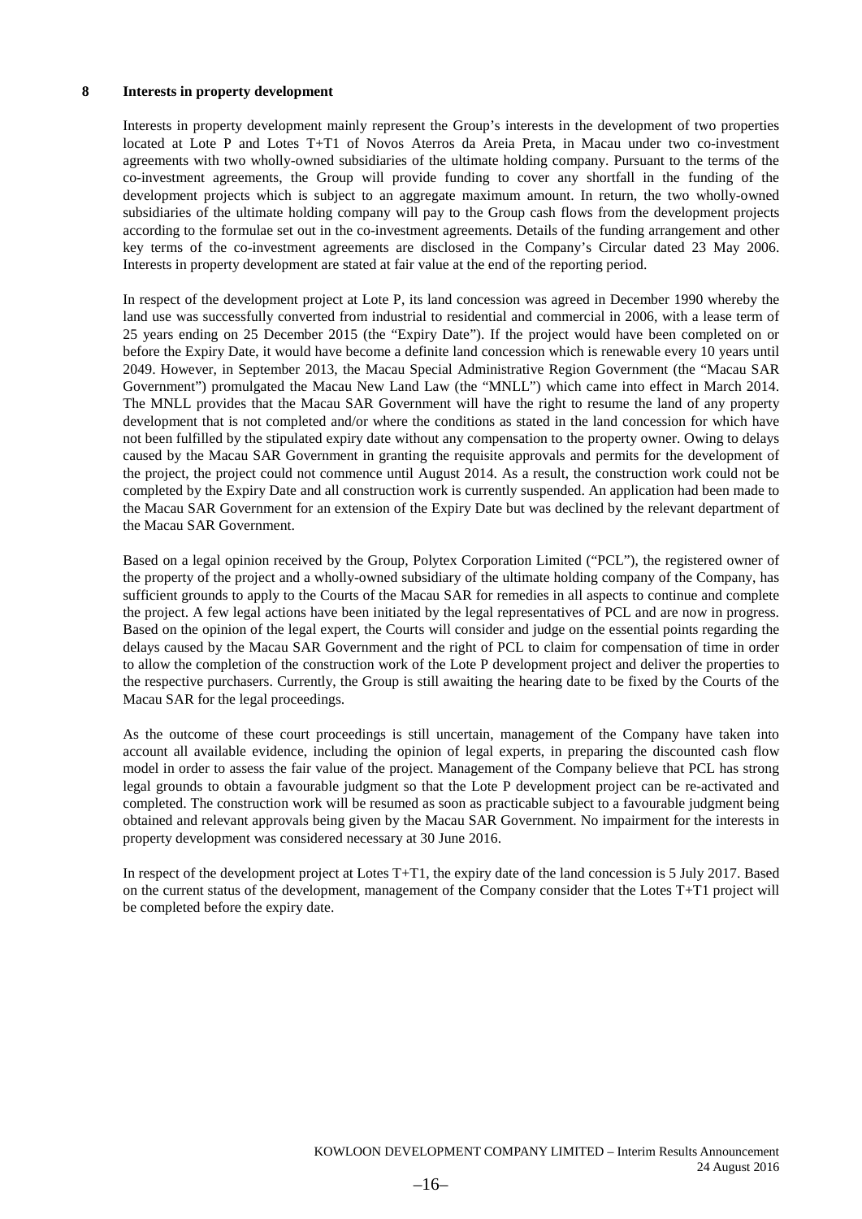## 8 Interests in property development

Interests in property development mainly represent the Group's interests in the development of two properties located at Lote P and Lotes T+T1 of Novos Aterros da Areia Preta, in Macau under two co-investment agreements with two wholly-owned subsidiaries of the ultimate holding company. Pursuant to the terms of the co-investment agreements, the Group will provide funding to cover any shortfall in the funding of the development projects which is subject to an aggregate maximum amount. In return, the two wholly-owned subsidiaries of the ultimate holding company will pay to the Group cash flows from the development projects according to the formulae set out in the co-investment agreements. Details of the funding arrangement and other key terms of the co-investment agreements are disclosed in the Company's Circular dated 23 May 2006. Interests in property development are stated at fair value at the end of the reporting period.

In respect of the development project at Lote P, its land concession was agreed in December 1990 whereby the land use was successfully converted from industrial to residential and commercial in 2006, with a lease term of 25 years ending on 25 December 2015 (the "Expiry Date"). If the project would have been completed on or before the Expiry Date, it would have become a definite land concession which is renewable every 10 years until 2049. However, in September 2013, the Macau Special Administrative Region Government (the "Macau SAR Government") promulgated the Macau New Land Law (the "MNLL") which came into effect in March 2014. The MNLL provides that the Macau SAR Government will have the right to resume the land of any property development that is not completed and/or where the conditions as stated in the land concession for which have not been fulfilled by the stipulated expiry date without any compensation to the property owner. Owing to delays caused by the Macau SAR Government in granting the requisite approvals and permits for the development of the project, the project could not commence until August 2014. As a result, the construction work could not be completed by the Expiry Date and all construction work is currently suspended. An application had been made to the Macau SAR Government for an extension of the Expiry Date but was declined by the relevant department of the Macau SAR Government.

Based on a legal opinion received by the Group, Polytex Corporation Limited ("PCL"), the registered owner of the property of the project and a wholly-owned subsidiary of the ultimate holding company of the Company, has sufficient grounds to apply to the Courts of the Macau SAR for remedies in all aspects to continue and complete the project. A few legal actions have been initiated by the legal representatives of PCL and are now in progress. Based on the opinion of the legal expert, the Courts will consider and judge on the essential points regarding the delays caused by the Macau SAR Government and the right of PCL to claim for compensation of time in order to allow the completion of the construction work of the Lote P development project and deliver the properties to the respective purchasers. Currently, the Group is still awaiting the hearing date to be fixed by the Courts of the Macau SAR for the legal proceedings.

As the outcome of these court proceedings is still uncertain, management of the Company have taken into account all available evidence, including the opinion of legal experts, in preparing the discounted cash flow model in order to assess the fair value of the project. Management of the Company believe that PCL has strong legal grounds to obtain a favourable judgment so that the Lote P development project can be re-activated and completed. The construction work will be resumed as soon as practicable subject to a favourable judgment being obtained and relevant approvals being given by the Macau SAR Government. No impairment for the interests in property development was considered necessary at 30 June 2016.

In respect of the development project at Lotes T+T1, the expiry date of the land concession is 5 July 2017. Based on the current status of the development, management of the Company consider that the Lotes T+T1 project will be completed before the expiry date.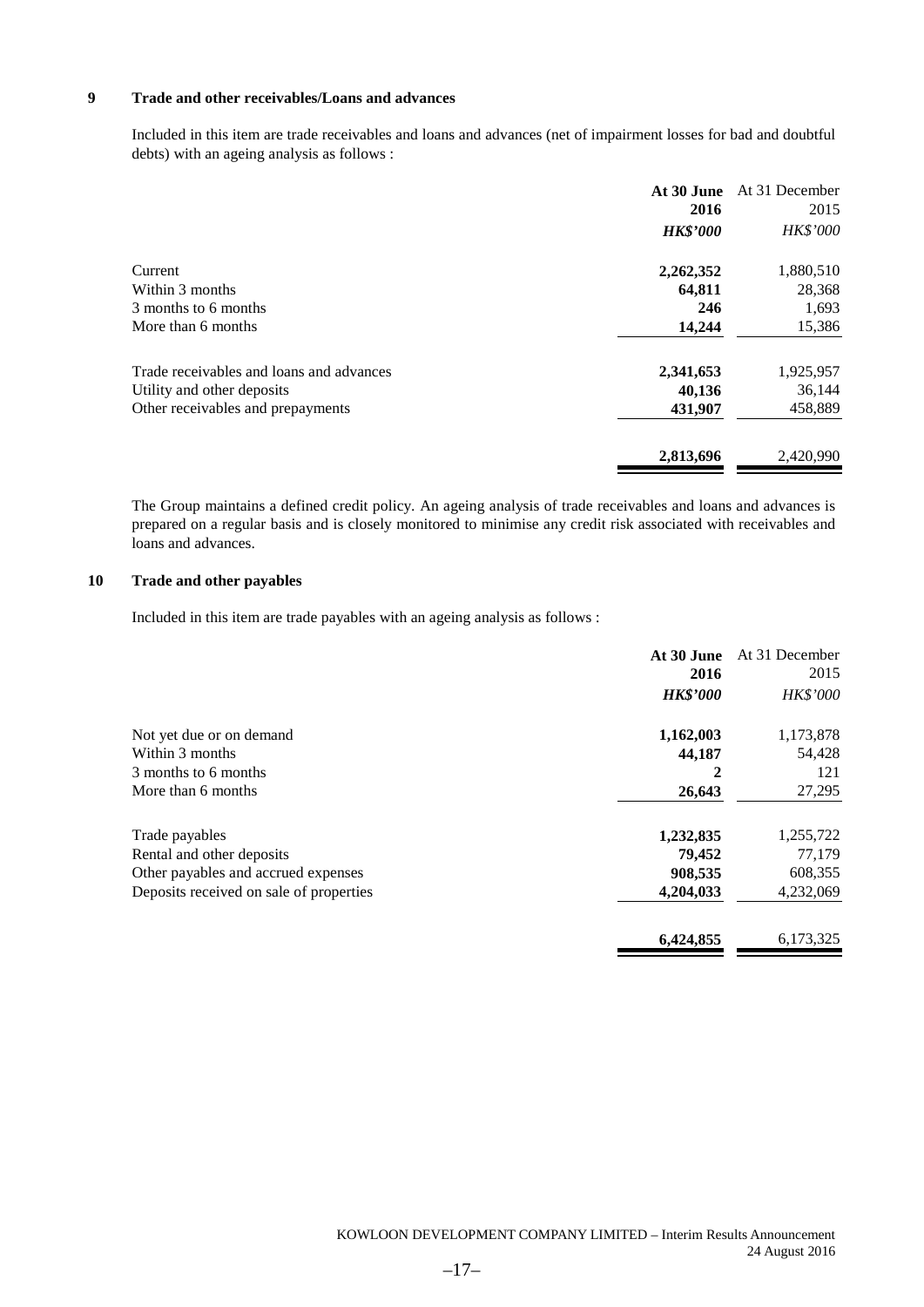## 9 Trade and other receivables/Loans and advances

Included in this item are trade receivables and loans and advances (net of impairment losses for bad and doubtful debts) with an ageing analysis as follows :

| | **At 30 June 2016** | At 31 December 2015 |
|---|---|---|
| | ***HK$'000*** | *HK$'000* |
| Current | **2,262,352** | 1,880,510 |
| Within 3 months | **64,811** | 28,368 |
| 3 months to 6 months | **246** | 1,693 |
| More than 6 months | **14,244** | 15,386 |
| Trade receivables and loans and advances | **2,341,653** | 1,925,957 |
| Utility and other deposits | **40,136** | 36,144 |
| Other receivables and prepayments | **431,907** | 458,889 |
| | **2,813,696** | 2,420,990 |

The Group maintains a defined credit policy. An ageing analysis of trade receivables and loans and advances is prepared on a regular basis and is closely monitored to minimise any credit risk associated with receivables and loans and advances.

## 10 Trade and other payables

Included in this item are trade payables with an ageing analysis as follows :

| | **At 30 June 2016** | At 31 December 2015 |
|---|---|---|
| | ***HK$'000*** | *HK$'000* |
| Not yet due or on demand | **1,162,003** | 1,173,878 |
| Within 3 months | **44,187** | 54,428 |
| 3 months to 6 months | **2** | 121 |
| More than 6 months | **26,643** | 27,295 |
| Trade payables | **1,232,835** | 1,255,722 |
| Rental and other deposits | **79,452** | 77,179 |
| Other payables and accrued expenses | **908,535** | 608,355 |
| Deposits received on sale of properties | **4,204,033** | 4,232,069 |
| | **6,424,855** | 6,173,325 |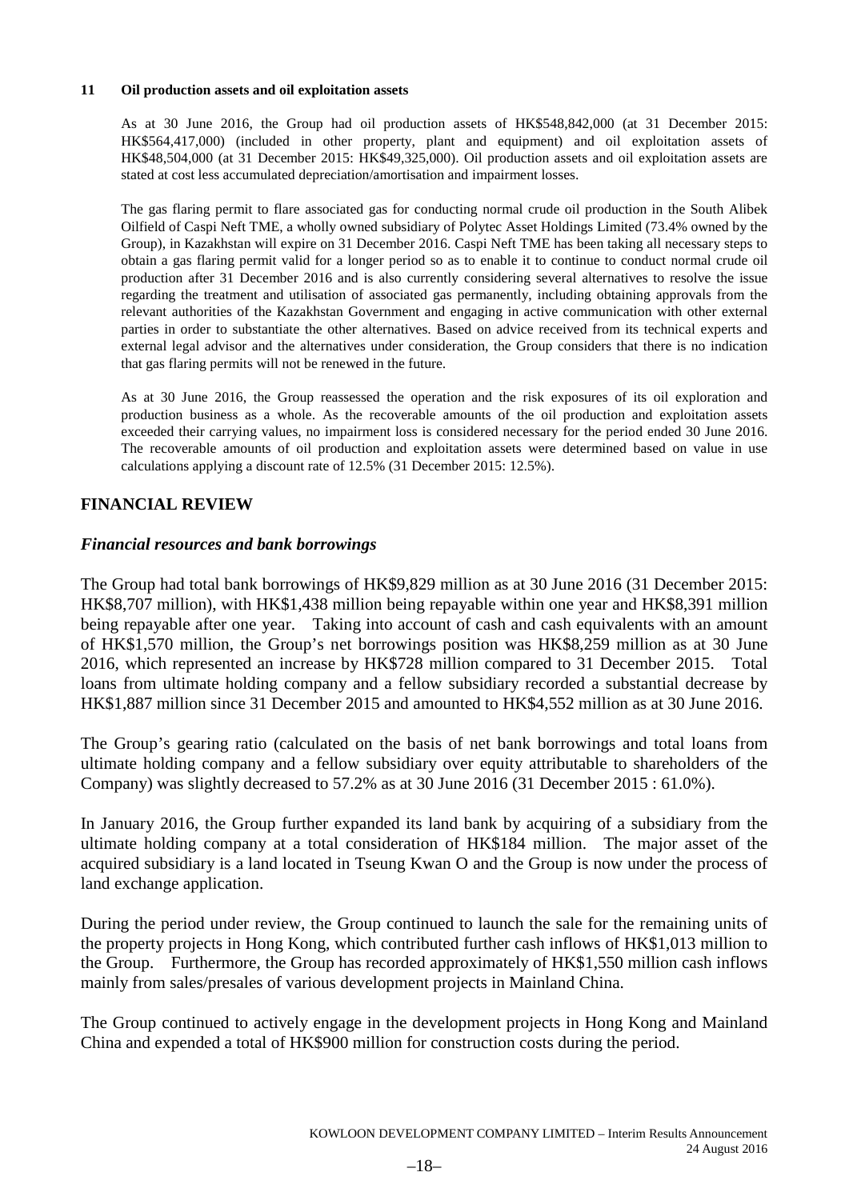**11 Oil production assets and oil exploitation assets**

As at 30 June 2016, the Group had oil production assets of HK$548,842,000 (at 31 December 2015: HK$564,417,000) (included in other property, plant and equipment) and oil exploitation assets of HK$48,504,000 (at 31 December 2015: HK$49,325,000). Oil production assets and oil exploitation assets are stated at cost less accumulated depreciation/amortisation and impairment losses.

The gas flaring permit to flare associated gas for conducting normal crude oil production in the South Alibek Oilfield of Caspi Neft TME, a wholly owned subsidiary of Polytec Asset Holdings Limited (73.4% owned by the Group), in Kazakhstan will expire on 31 December 2016. Caspi Neft TME has been taking all necessary steps to obtain a gas flaring permit valid for a longer period so as to enable it to continue to conduct normal crude oil production after 31 December 2016 and is also currently considering several alternatives to resolve the issue regarding the treatment and utilisation of associated gas permanently, including obtaining approvals from the relevant authorities of the Kazakhstan Government and engaging in active communication with other external parties in order to substantiate the other alternatives. Based on advice received from its technical experts and external legal advisor and the alternatives under consideration, the Group considers that there is no indication that gas flaring permits will not be renewed in the future.

As at 30 June 2016, the Group reassessed the operation and the risk exposures of its oil exploration and production business as a whole. As the recoverable amounts of the oil production and exploitation assets exceeded their carrying values, no impairment loss is considered necessary for the period ended 30 June 2016. The recoverable amounts of oil production and exploitation assets were determined based on value in use calculations applying a discount rate of 12.5% (31 December 2015: 12.5%).

## FINANCIAL REVIEW

### *Financial resources and bank borrowings*

The Group had total bank borrowings of HK$9,829 million as at 30 June 2016 (31 December 2015: HK$8,707 million), with HK$1,438 million being repayable within one year and HK$8,391 million being repayable after one year. Taking into account of cash and cash equivalents with an amount of HK$1,570 million, the Group's net borrowings position was HK$8,259 million as at 30 June 2016, which represented an increase by HK$728 million compared to 31 December 2015. Total loans from ultimate holding company and a fellow subsidiary recorded a substantial decrease by HK$1,887 million since 31 December 2015 and amounted to HK$4,552 million as at 30 June 2016.

The Group's gearing ratio (calculated on the basis of net bank borrowings and total loans from ultimate holding company and a fellow subsidiary over equity attributable to shareholders of the Company) was slightly decreased to 57.2% as at 30 June 2016 (31 December 2015 : 61.0%).

In January 2016, the Group further expanded its land bank by acquiring of a subsidiary from the ultimate holding company at a total consideration of HK$184 million. The major asset of the acquired subsidiary is a land located in Tseung Kwan O and the Group is now under the process of land exchange application.

During the period under review, the Group continued to launch the sale for the remaining units of the property projects in Hong Kong, which contributed further cash inflows of HK$1,013 million to the Group. Furthermore, the Group has recorded approximately of HK$1,550 million cash inflows mainly from sales/presales of various development projects in Mainland China.

The Group continued to actively engage in the development projects in Hong Kong and Mainland China and expended a total of HK$900 million for construction costs during the period.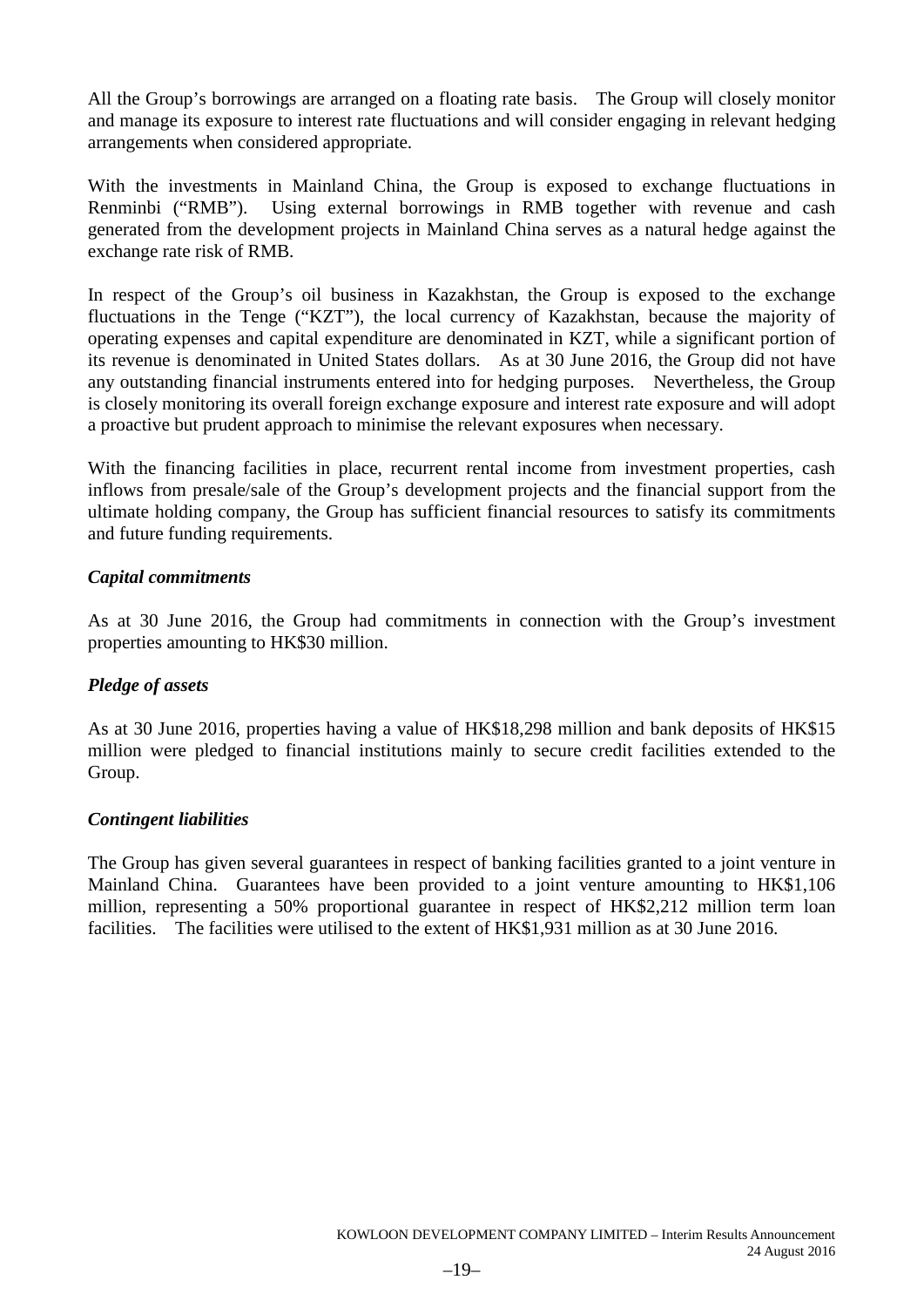All the Group's borrowings are arranged on a floating rate basis. The Group will closely monitor and manage its exposure to interest rate fluctuations and will consider engaging in relevant hedging arrangements when considered appropriate.

With the investments in Mainland China, the Group is exposed to exchange fluctuations in Renminbi ("RMB"). Using external borrowings in RMB together with revenue and cash generated from the development projects in Mainland China serves as a natural hedge against the exchange rate risk of RMB.

In respect of the Group's oil business in Kazakhstan, the Group is exposed to the exchange fluctuations in the Tenge ("KZT"), the local currency of Kazakhstan, because the majority of operating expenses and capital expenditure are denominated in KZT, while a significant portion of its revenue is denominated in United States dollars. As at 30 June 2016, the Group did not have any outstanding financial instruments entered into for hedging purposes. Nevertheless, the Group is closely monitoring its overall foreign exchange exposure and interest rate exposure and will adopt a proactive but prudent approach to minimise the relevant exposures when necessary.

With the financing facilities in place, recurrent rental income from investment properties, cash inflows from presale/sale of the Group's development projects and the financial support from the ultimate holding company, the Group has sufficient financial resources to satisfy its commitments and future funding requirements.

***Capital commitments***

As at 30 June 2016, the Group had commitments in connection with the Group's investment properties amounting to HK$30 million.

***Pledge of assets***

As at 30 June 2016, properties having a value of HK$18,298 million and bank deposits of HK$15 million were pledged to financial institutions mainly to secure credit facilities extended to the Group.

***Contingent liabilities***

The Group has given several guarantees in respect of banking facilities granted to a joint venture in Mainland China. Guarantees have been provided to a joint venture amounting to HK$1,106 million, representing a 50% proportional guarantee in respect of HK$2,212 million term loan facilities. The facilities were utilised to the extent of HK$1,931 million as at 30 June 2016.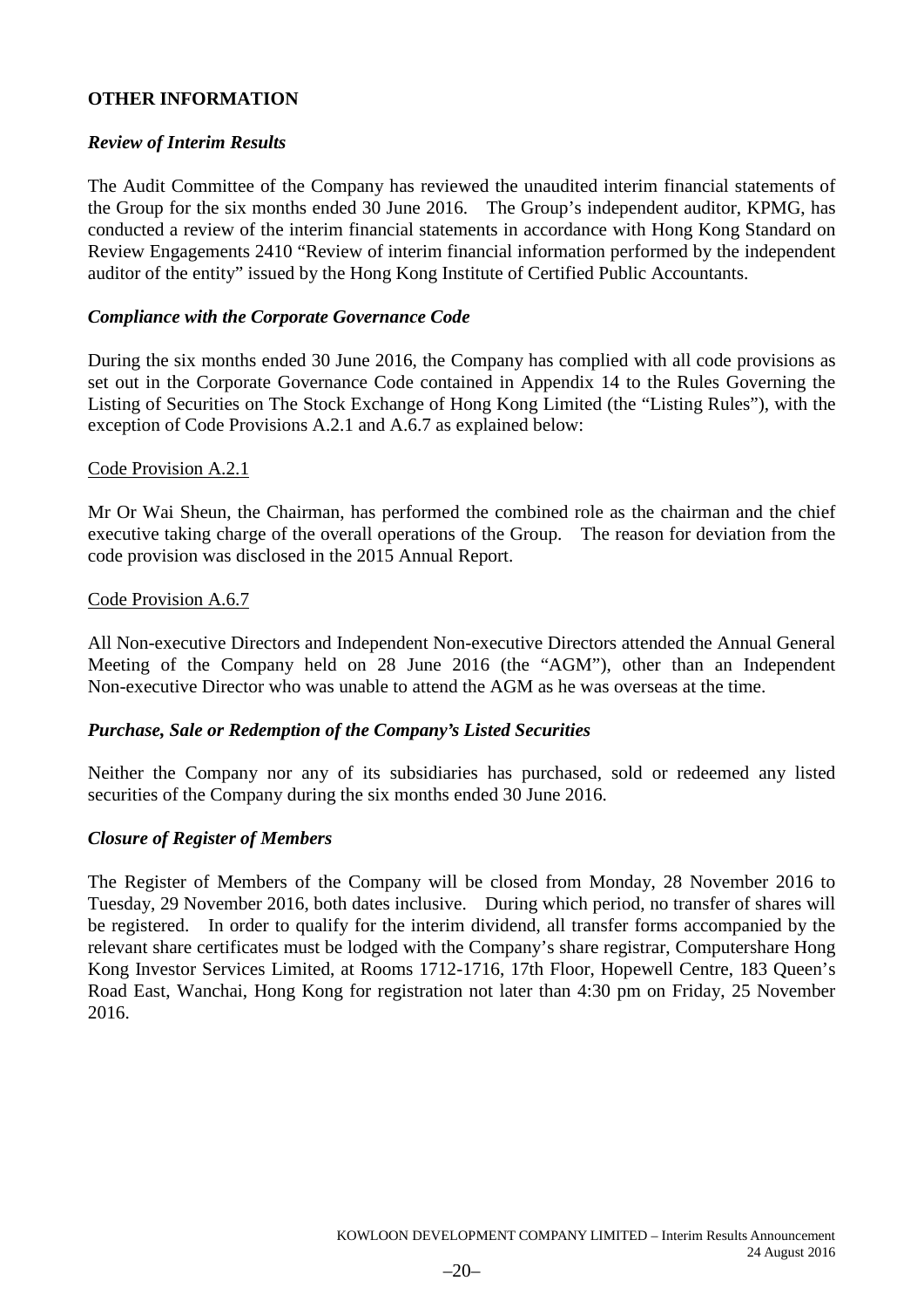## OTHER INFORMATION

### *Review of Interim Results*

The Audit Committee of the Company has reviewed the unaudited interim financial statements of the Group for the six months ended 30 June 2016. The Group's independent auditor, KPMG, has conducted a review of the interim financial statements in accordance with Hong Kong Standard on Review Engagements 2410 "Review of interim financial information performed by the independent auditor of the entity" issued by the Hong Kong Institute of Certified Public Accountants.

### *Compliance with the Corporate Governance Code*

During the six months ended 30 June 2016, the Company has complied with all code provisions as set out in the Corporate Governance Code contained in Appendix 14 to the Rules Governing the Listing of Securities on The Stock Exchange of Hong Kong Limited (the "Listing Rules"), with the exception of Code Provisions A.2.1 and A.6.7 as explained below:

Code Provision A.2.1

Mr Or Wai Sheun, the Chairman, has performed the combined role as the chairman and the chief executive taking charge of the overall operations of the Group. The reason for deviation from the code provision was disclosed in the 2015 Annual Report.

Code Provision A.6.7

All Non-executive Directors and Independent Non-executive Directors attended the Annual General Meeting of the Company held on 28 June 2016 (the "AGM"), other than an Independent Non-executive Director who was unable to attend the AGM as he was overseas at the time.

### *Purchase, Sale or Redemption of the Company's Listed Securities*

Neither the Company nor any of its subsidiaries has purchased, sold or redeemed any listed securities of the Company during the six months ended 30 June 2016.

### *Closure of Register of Members*

The Register of Members of the Company will be closed from Monday, 28 November 2016 to Tuesday, 29 November 2016, both dates inclusive. During which period, no transfer of shares will be registered. In order to qualify for the interim dividend, all transfer forms accompanied by the relevant share certificates must be lodged with the Company's share registrar, Computershare Hong Kong Investor Services Limited, at Rooms 1712-1716, 17th Floor, Hopewell Centre, 183 Queen's Road East, Wanchai, Hong Kong for registration not later than 4:30 pm on Friday, 25 November 2016.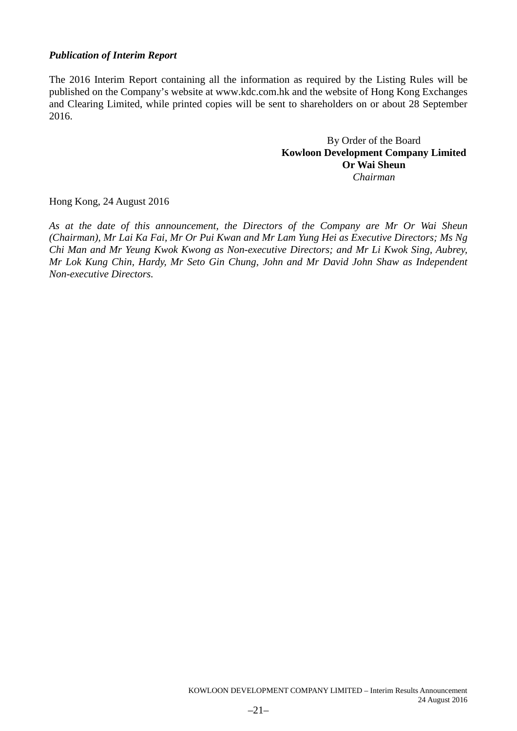***Publication of Interim Report***

The 2016 Interim Report containing all the information as required by the Listing Rules will be published on the Company's website at www.kdc.com.hk and the website of Hong Kong Exchanges and Clearing Limited, while printed copies will be sent to shareholders on or about 28 September 2016.

By Order of the Board
**Kowloon Development Company Limited**
**Or Wai Sheun**
*Chairman*

Hong Kong, 24 August 2016

*As at the date of this announcement, the Directors of the Company are Mr Or Wai Sheun (Chairman), Mr Lai Ka Fai, Mr Or Pui Kwan and Mr Lam Yung Hei as Executive Directors; Ms Ng Chi Man and Mr Yeung Kwok Kwong as Non-executive Directors; and Mr Li Kwok Sing, Aubrey, Mr Lok Kung Chin, Hardy, Mr Seto Gin Chung, John and Mr David John Shaw as Independent Non-executive Directors.*